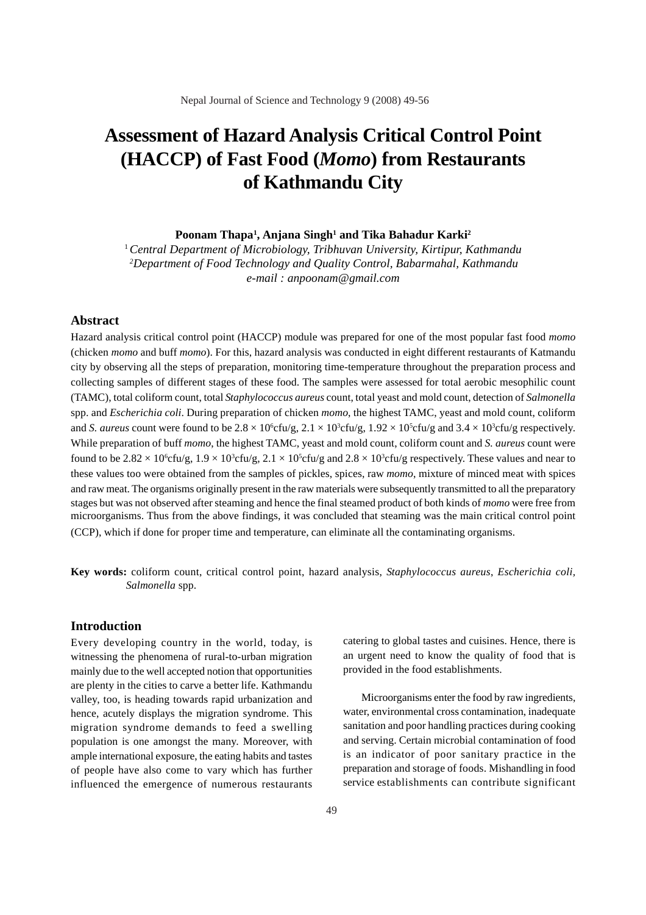# Assessment of Hazard Analysis Critical Control Point (HACCP) of Fast Food (*Momo*) from Restaurants of Kathmandu City

**Poonam Thapa[1], Anjana Singh[1] and Tika Bahadur Karki[2]**

[1] *Central Department of Microbiology, Tribhuvan University, Kirtipur, Kathmandu*
[2] *Department of Food Technology and Quality Control, Babarmahal, Kathmandu*
*e-mail : anpoonam@gmail.com*

## Abstract

Hazard analysis critical control point (HACCP) module was prepared for one of the most popular fast food *momo* (chicken *momo* and buff *momo*). For this, hazard analysis was conducted in eight different restaurants of Katmandu city by observing all the steps of preparation, monitoring time-temperature throughout the preparation process and collecting samples of different stages of these food. The samples were assessed for total aerobic mesophilic count (TAMC), total coliform count, total *Staphylococcus aureus* count, total yeast and mold count, detection of *Salmonella* spp. and *Escherichia coli*. During preparation of chicken *momo*, the highest TAMC, yeast and mold count, coliform and *S. aureus* count were found to be $2.8 \times 10^6$cfu/g, $2.1 \times 10^3$cfu/g, $1.92 \times 10^5$cfu/g and $3.4 \times 10^3$cfu/g respectively. While preparation of buff *momo*, the highest TAMC, yeast and mold count, coliform count and *S. aureus* count were found to be $2.82 \times 10^6$cfu/g, $1.9 \times 10^3$cfu/g, $2.1 \times 10^5$cfu/g and $2.8 \times 10^3$cfu/g respectively. These values and near to these values too were obtained from the samples of pickles, spices, raw *momo*, mixture of minced meat with spices and raw meat. The organisms originally present in the raw materials were subsequently transmitted to all the preparatory stages but was not observed after steaming and hence the final steamed product of both kinds of *momo* were free from microorganisms. Thus from the above findings, it was concluded that steaming was the main critical control point (CCP), which if done for proper time and temperature, can eliminate all the contaminating organisms.

**Key words:** coliform count, critical control point, hazard analysis, *Staphylococcus aureus*, *Escherichia coli*, *Salmonella* spp.

## Introduction

Every developing country in the world, today, is witnessing the phenomena of rural-to-urban migration mainly due to the well accepted notion that opportunities are plenty in the cities to carve a better life. Kathmandu valley, too, is heading towards rapid urbanization and hence, acutely displays the migration syndrome. This migration syndrome demands to feed a swelling population is one amongst the many. Moreover, with ample international exposure, the eating habits and tastes of people have also come to vary which has further influenced the emergence of numerous restaurants catering to global tastes and cuisines. Hence, there is an urgent need to know the quality of food that is provided in the food establishments.

Microorganisms enter the food by raw ingredients, water, environmental cross contamination, inadequate sanitation and poor handling practices during cooking and serving. Certain microbial contamination of food is an indicator of poor sanitary practice in the preparation and storage of foods. Mishandling in food service establishments can contribute significant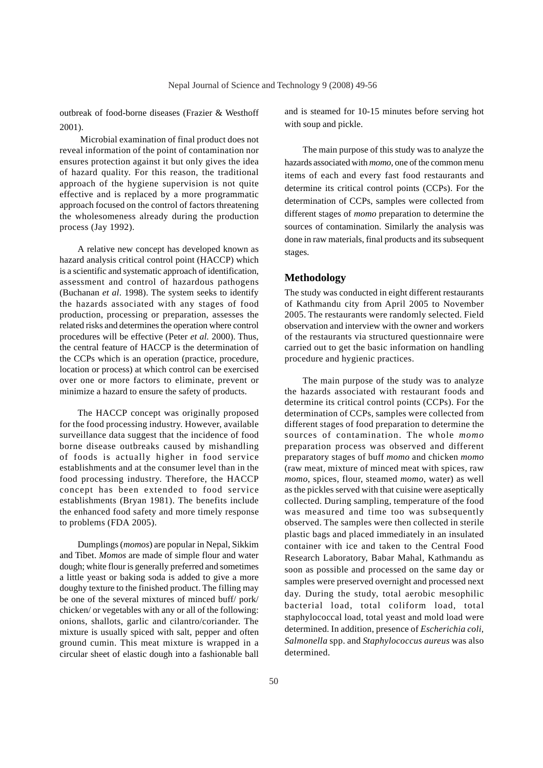outbreak of food-borne diseases (Frazier & Westhoff 2001).

Microbial examination of final product does not reveal information of the point of contamination nor ensures protection against it but only gives the idea of hazard quality. For this reason, the traditional approach of the hygiene supervision is not quite effective and is replaced by a more programmatic approach focused on the control of factors threatening the wholesomeness already during the production process (Jay 1992).

A relative new concept has developed known as hazard analysis critical control point (HACCP) which is a scientific and systematic approach of identification, assessment and control of hazardous pathogens (Buchanan *et al*. 1998). The system seeks to identify the hazards associated with any stages of food production, processing or preparation, assesses the related risks and determines the operation where control procedures will be effective (Peter *et al.* 2000). Thus, the central feature of HACCP is the determination of the CCPs which is an operation (practice, procedure, location or process) at which control can be exercised over one or more factors to eliminate, prevent or minimize a hazard to ensure the safety of products.

The HACCP concept was originally proposed for the food processing industry. However, available surveillance data suggest that the incidence of food borne disease outbreaks caused by mishandling of foods is actually higher in food service establishments and at the consumer level than in the food processing industry. Therefore, the HACCP concept has been extended to food service establishments (Bryan 1981). The benefits include the enhanced food safety and more timely response to problems (FDA 2005).

Dumplings (*momos*) are popular in Nepal, Sikkim and Tibet. *Momos* are made of simple flour and water dough; white flour is generally preferred and sometimes a little yeast or baking soda is added to give a more doughy texture to the finished product. The filling may be one of the several mixtures of minced buff/ pork/ chicken/ or vegetables with any or all of the following: onions, shallots, garlic and cilantro/coriander. The mixture is usually spiced with salt, pepper and often ground cumin. This meat mixture is wrapped in a circular sheet of elastic dough into a fashionable ball and is steamed for 10-15 minutes before serving hot with soup and pickle.

The main purpose of this study was to analyze the hazards associated with *momo*, one of the common menu items of each and every fast food restaurants and determine its critical control points (CCPs). For the determination of CCPs, samples were collected from different stages of *momo* preparation to determine the sources of contamination. Similarly the analysis was done in raw materials, final products and its subsequent stages.

## Methodology

The study was conducted in eight different restaurants of Kathmandu city from April 2005 to November 2005. The restaurants were randomly selected. Field observation and interview with the owner and workers of the restaurants via structured questionnaire were carried out to get the basic information on handling procedure and hygienic practices.

The main purpose of the study was to analyze the hazards associated with restaurant foods and determine its critical control points (CCPs). For the determination of CCPs, samples were collected from different stages of food preparation to determine the sources of contamination. The whole *momo* preparation process was observed and different preparatory stages of buff *momo* and chicken *momo* (raw meat, mixture of minced meat with spices, raw *momo*, spices, flour, steamed *momo*, water) as well as the pickles served with that cuisine were aseptically collected. During sampling, temperature of the food was measured and time too was subsequently observed. The samples were then collected in sterile plastic bags and placed immediately in an insulated container with ice and taken to the Central Food Research Laboratory, Babar Mahal, Kathmandu as soon as possible and processed on the same day or samples were preserved overnight and processed next day. During the study, total aerobic mesophilic bacterial load, total coliform load, total staphylococcal load, total yeast and mold load were determined. In addition, presence of *Escherichia coli, Salmonella* spp. and *Staphylococcus aureus* was also determined.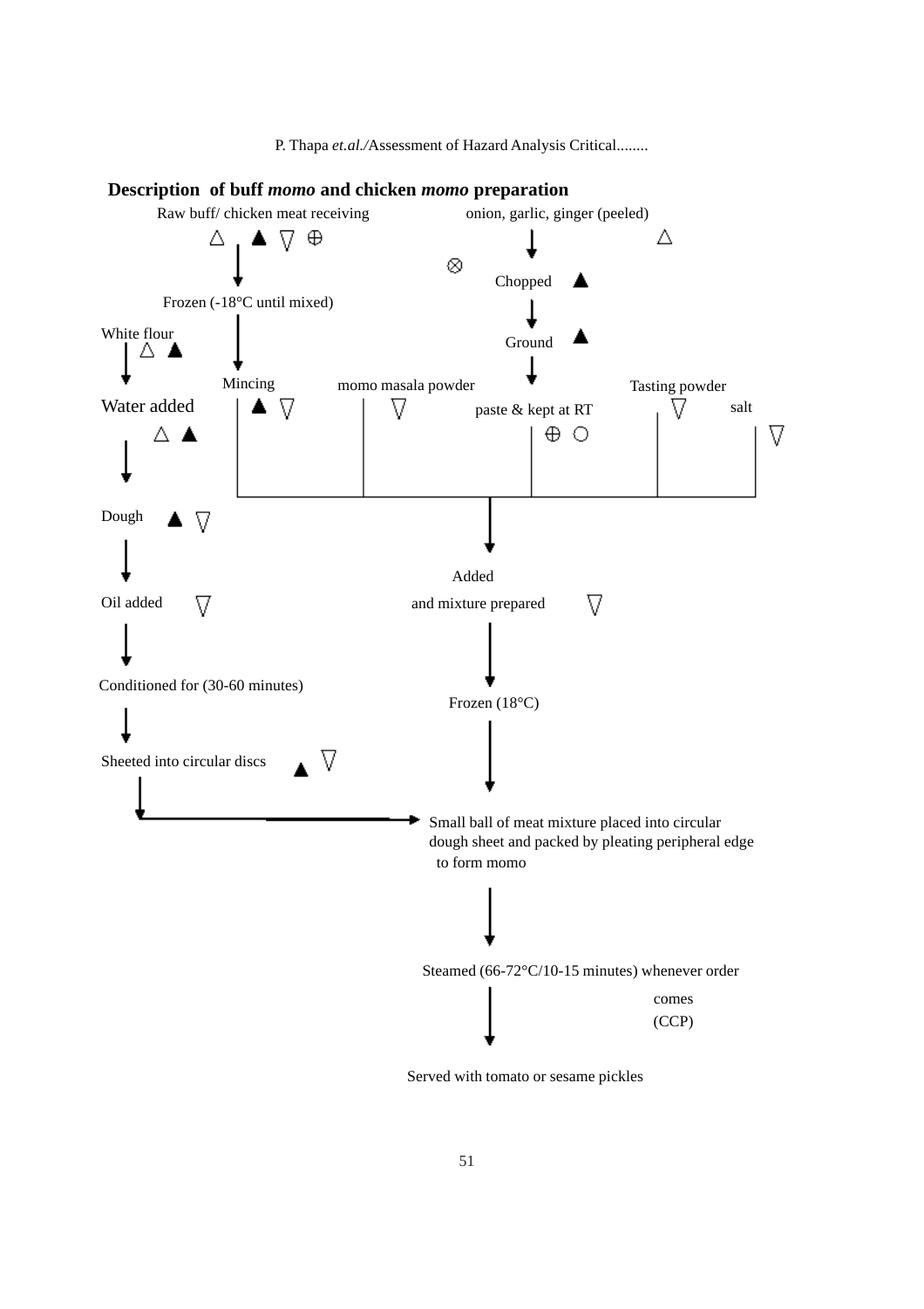**Description of buff *momo* and chicken *momo* preparation**

Raw buff/ chicken meat receiving △ ▲ ▽ ⊕

↓

Frozen (-18°C until mixed)

↓

Mincing ▲ ▽

onion, garlic, ginger (peeled) △

↓ ⊗

Chopped ▲

↓

Ground ▲

↓

paste & kept at RT ⊕ ○

momo masala powder ▽

Tasting powder ▽

salt ▽

↓

Added

and mixture prepared ▽

↓

Frozen (18°C)

White flour △ ▲

↓

Water added △ ▲

↓

Dough ▲ ▽

↓

Oil added ▽

↓

Conditioned for (30-60 minutes)

↓

Sheeted into circular discs ▲ ▽

↓

Small ball of meat mixture placed into circular dough sheet and packed by pleating peripheral edge to form momo

↓

Steamed (66-72°C/10-15 minutes) whenever order comes (CCP)

↓

Served with tomato or sesame pickles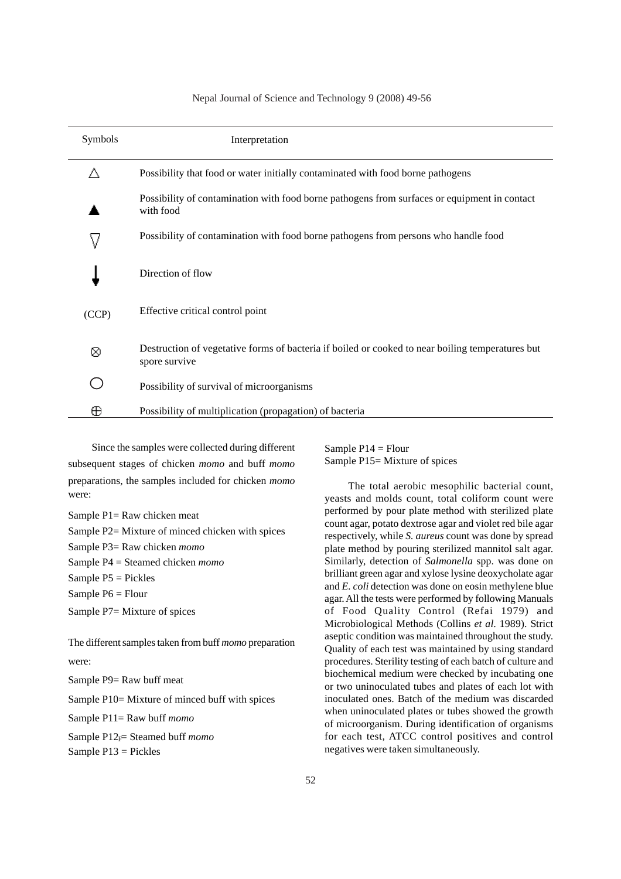| Symbols | Interpretation |
|---|---|
| △ | Possibility that food or water initially contaminated with food borne pathogens |
| ▲ | Possibility of contamination with food borne pathogens from surfaces or equipment in contact with food |
| ▽ | Possibility of contamination with food borne pathogens from persons who handle food |
| ↓ | Direction of flow |
| (CCP) | Effective critical control point |
| ⊗ | Destruction of vegetative forms of bacteria if boiled or cooked to near boiling temperatures but spore survive |
| ○ | Possibility of survival of microorganisms |
| ⊕ | Possibility of multiplication (propagation) of bacteria |

Since the samples were collected during different subsequent stages of chicken *momo* and buff *momo* preparations, the samples included for chicken *momo* were:

Sample P1= Raw chicken meat

Sample P2= Mixture of minced chicken with spices

Sample P3= Raw chicken *momo*

Sample P4 = Steamed chicken *momo*

Sample P5 = Pickles

Sample P6 = Flour

Sample P7= Mixture of spices

The different samples taken from buff *momo* preparation were:

Sample P9= Raw buff meat

Sample P10= Mixture of minced buff with spices

Sample P11= Raw buff *momo*

Sample P12= Steamed buff *momo*

Sample P13 = Pickles

Sample P14 = Flour

Sample P15= Mixture of spices

The total aerobic mesophilic bacterial count, yeasts and molds count, total coliform count were performed by pour plate method with sterilized plate count agar, potato dextrose agar and violet red bile agar respectively, while *S. aureus* count was done by spread plate method by pouring sterilized mannitol salt agar. Similarly, detection of *Salmonella* spp. was done on brilliant green agar and xylose lysine deoxycholate agar and *E. coli* detection was done on eosin methylene blue agar. All the tests were performed by following Manuals of Food Quality Control (Refai 1979) and Microbiological Methods (Collins *et al.* 1989). Strict aseptic condition was maintained throughout the study. Quality of each test was maintained by using standard procedures. Sterility testing of each batch of culture and biochemical medium were checked by incubating one or two uninoculated tubes and plates of each lot with inoculated ones. Batch of the medium was discarded when uninoculated plates or tubes showed the growth of microorganism. During identification of organisms for each test, ATCC control positives and control negatives were taken simultaneously.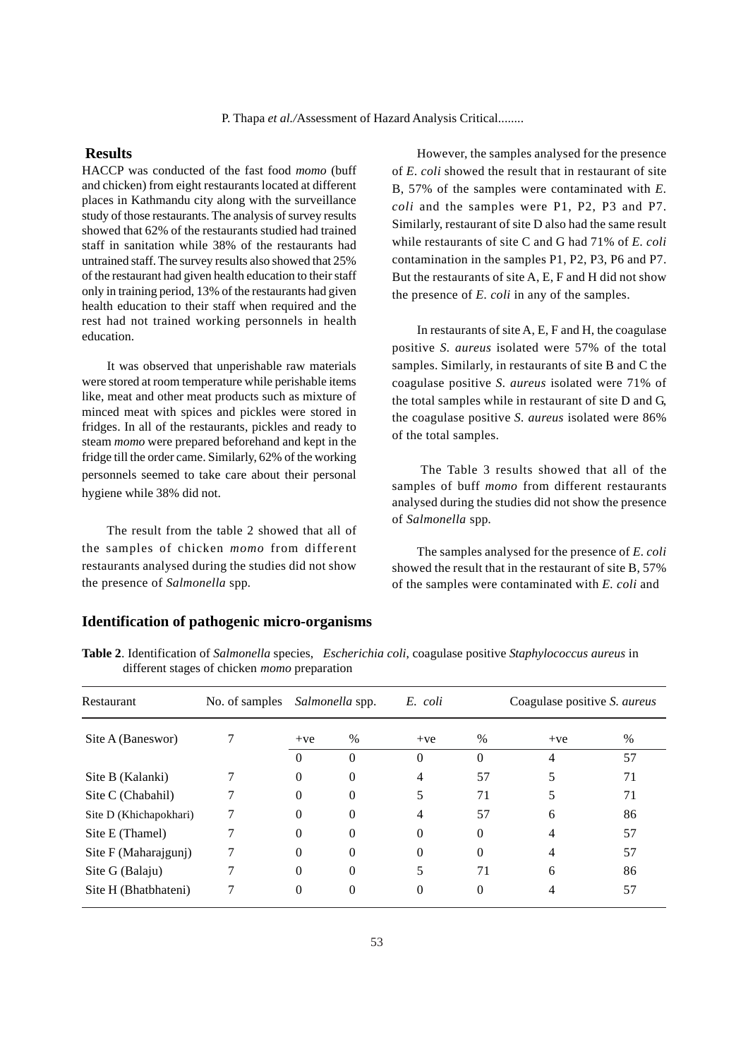## Results

HACCP was conducted of the fast food *momo* (buff and chicken) from eight restaurants located at different places in Kathmandu city along with the surveillance study of those restaurants. The analysis of survey results showed that 62% of the restaurants studied had trained staff in sanitation while 38% of the restaurants had untrained staff. The survey results also showed that 25% of the restaurant had given health education to their staff only in training period, 13% of the restaurants had given health education to their staff when required and the rest had not trained working personnels in health education.

It was observed that unperishable raw materials were stored at room temperature while perishable items like, meat and other meat products such as mixture of minced meat with spices and pickles were stored in fridges. In all of the restaurants, pickles and ready to steam *momo* were prepared beforehand and kept in the fridge till the order came. Similarly, 62% of the working personnels seemed to take care about their personal hygiene while 38% did not.

The result from the table 2 showed that all of the samples of chicken *momo* from different restaurants analysed during the studies did not show the presence of *Salmonella* spp.

However, the samples analysed for the presence of *E. coli* showed the result that in restaurant of site B, 57% of the samples were contaminated with *E. coli* and the samples were P1, P2, P3 and P7. Similarly, restaurant of site D also had the same result while restaurants of site C and G had 71% of *E. coli* contamination in the samples P1, P2, P3, P6 and P7. But the restaurants of site A, E, F and H did not show the presence of *E. coli* in any of the samples.

In restaurants of site A, E, F and H, the coagulase positive *S. aureus* isolated were 57% of the total samples. Similarly, in restaurants of site B and C the coagulase positive *S. aureus* isolated were 71% of the total samples while in restaurant of site D and G, the coagulase positive *S. aureus* isolated were 86% of the total samples.

The Table 3 results showed that all of the samples of buff *momo* from different restaurants analysed during the studies did not show the presence of *Salmonella* spp.

The samples analysed for the presence of *E. coli* showed the result that in the restaurant of site B, 57% of the samples were contaminated with *E. coli* and

## Identification of pathogenic micro-organisms

**Table 2**. Identification of *Salmonella* species, *Escherichia coli*, coagulase positive *Staphylococcus aureus* in different stages of chicken *momo* preparation

| Restaurant | No. of samples | *Salmonella* spp. | | *E. coli* | | Coagulase positive *S. aureus* | |
|---|---|---|---|---|---|---|---|
| | | +ve | % | +ve | % | +ve | % |
| Site A (Baneswor) | 7 | 0 | 0 | 0 | 0 | 4 | 57 |
| Site B (Kalanki) | 7 | 0 | 0 | 4 | 57 | 5 | 71 |
| Site C (Chabahil) | 7 | 0 | 0 | 5 | 71 | 5 | 71 |
| Site D (Khichapokhari) | 7 | 0 | 0 | 4 | 57 | 6 | 86 |
| Site E (Thamel) | 7 | 0 | 0 | 0 | 0 | 4 | 57 |
| Site F (Maharajgunj) | 7 | 0 | 0 | 0 | 0 | 4 | 57 |
| Site G (Balaju) | 7 | 0 | 0 | 5 | 71 | 6 | 86 |
| Site H (Bhatbhateni) | 7 | 0 | 0 | 0 | 0 | 4 | 57 |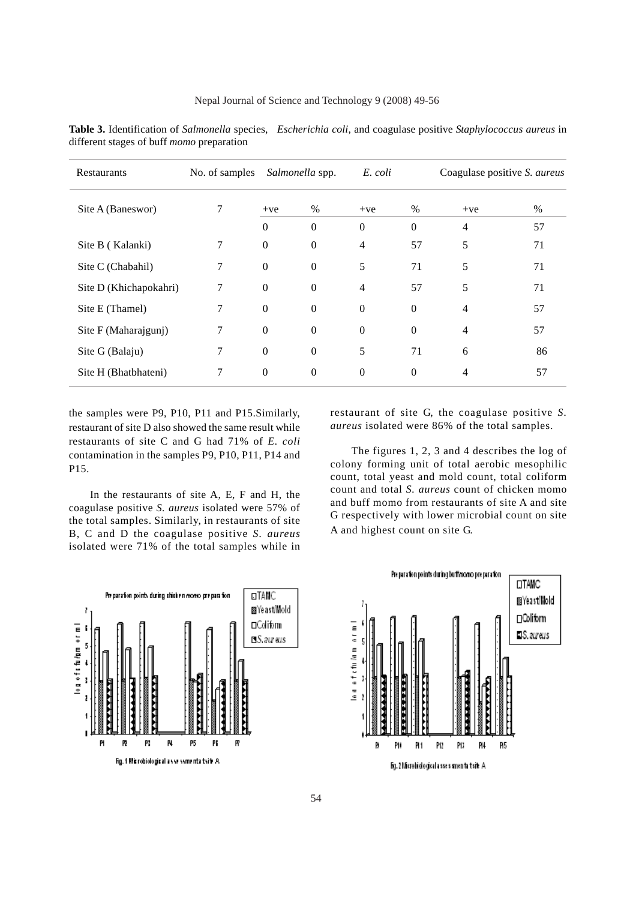**Table 3.** Identification of *Salmonella* species, *Escherichia coli*, and coagulase positive *Staphylococcus aureus* in different stages of buff *momo* preparation

| Restaurants | No. of samples | *Salmonella* spp. | | *E. coli* | | Coagulase positive *S. aureus* | |
|---|---|---|---|---|---|---|---|
| | | +ve | % | +ve | % | +ve | % |
| Site A (Baneswor) | 7 | 0 | 0 | 0 | 0 | 4 | 57 |
| Site B ( Kalanki) | 7 | 0 | 0 | 4 | 57 | 5 | 71 |
| Site C (Chabahil) | 7 | 0 | 0 | 5 | 71 | 5 | 71 |
| Site D (Khichapokahri) | 7 | 0 | 0 | 4 | 57 | 5 | 71 |
| Site E (Thamel) | 7 | 0 | 0 | 0 | 0 | 4 | 57 |
| Site F (Maharajgunj) | 7 | 0 | 0 | 0 | 0 | 4 | 57 |
| Site G (Balaju) | 7 | 0 | 0 | 5 | 71 | 6 | 86 |
| Site H (Bhatbhateni) | 7 | 0 | 0 | 0 | 0 | 4 | 57 |

the samples were P9, P10, P11 and P15.Similarly, restaurant of site D also showed the same result while restaurants of site C and G had 71% of *E. coli* contamination in the samples P9, P10, P11, P14 and P15.

In the restaurants of site A, E, F and H, the coagulase positive *S. aureus* isolated were 57% of the total samples. Similarly, in restaurants of site B, C and D the coagulase positive *S. aureus* isolated were 71% of the total samples while in restaurant of site G, the coagulase positive *S. aureus* isolated were 86% of the total samples.

The figures 1, 2, 3 and 4 describes the log of colony forming unit of total aerobic mesophilic count, total yeast and mold count, total coliform count and total *S. aureus* count of chicken momo and buff momo from restaurants of site A and site G respectively with lower microbial count on site A and highest count on site G.

Fig. 1 Microbiological assessment at site A

Fig. 2 Microbiological assessment at site A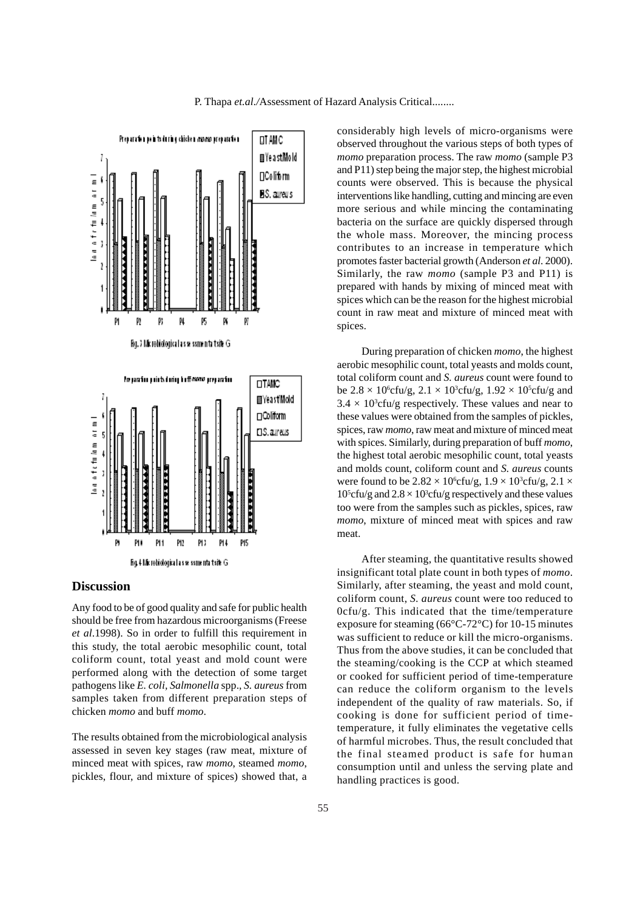Fig.3 Microbiological assessment at site G

Fig.4 Microbiological assessment at site G

## Discussion

Any food to be of good quality and safe for public health should be free from hazardous microorganisms (Freese *et al*.1998). So in order to fulfill this requirement in this study, the total aerobic mesophilic count, total coliform count, total yeast and mold count were performed along with the detection of some target pathogens like *E. coli*, *Salmonella* spp., *S. aureus* from samples taken from different preparation steps of chicken *momo* and buff *momo*.

The results obtained from the microbiological analysis assessed in seven key stages (raw meat, mixture of minced meat with spices, raw *momo*, steamed *momo*, pickles, flour, and mixture of spices) showed that, a considerably high levels of micro-organisms were observed throughout the various steps of both types of *momo* preparation process. The raw *momo* (sample P3 and P11) step being the major step, the highest microbial counts were observed. This is because the physical interventions like handling, cutting and mincing are even more serious and while mincing the contaminating bacteria on the surface are quickly dispersed through the whole mass. Moreover, the mincing process contributes to an increase in temperature which promotes faster bacterial growth (Anderson *et al*. 2000). Similarly, the raw *momo* (sample P3 and P11) is prepared with hands by mixing of minced meat with spices which can be the reason for the highest microbial count in raw meat and mixture of minced meat with spices.

During preparation of chicken *momo*, the highest aerobic mesophilic count, total yeasts and molds count, total coliform count and *S. aureus* count were found to be $2.8 \times 10^6$cfu/g, $2.1 \times 10^3$cfu/g, $1.92 \times 10^5$cfu/g and $3.4 \times 10^3$cfu/g respectively. These values and near to these values were obtained from the samples of pickles, spices, raw *momo*, raw meat and mixture of minced meat with spices. Similarly, during preparation of buff *momo*, the highest total aerobic mesophilic count, total yeasts and molds count, coliform count and *S. aureus* counts were found to be $2.82 \times 10^6$cfu/g, $1.9 \times 10^3$cfu/g, $2.1 \times 10^5$cfu/g and $2.8 \times 10^3$cfu/g respectively and these values too were from the samples such as pickles, spices, raw *momo*, mixture of minced meat with spices and raw meat.

After steaming, the quantitative results showed insignificant total plate count in both types of *momo*. Similarly, after steaming, the yeast and mold count, coliform count, *S. aureus* count were too reduced to 0cfu/g. This indicated that the time/temperature exposure for steaming (66°C-72°C) for 10-15 minutes was sufficient to reduce or kill the micro-organisms. Thus from the above studies, it can be concluded that the steaming/cooking is the CCP at which steamed or cooked for sufficient period of time-temperature can reduce the coliform organism to the levels independent of the quality of raw materials. So, if cooking is done for sufficient period of time-temperature, it fully eliminates the vegetative cells of harmful microbes. Thus, the result concluded that the final steamed product is safe for human consumption until and unless the serving plate and handling practices is good.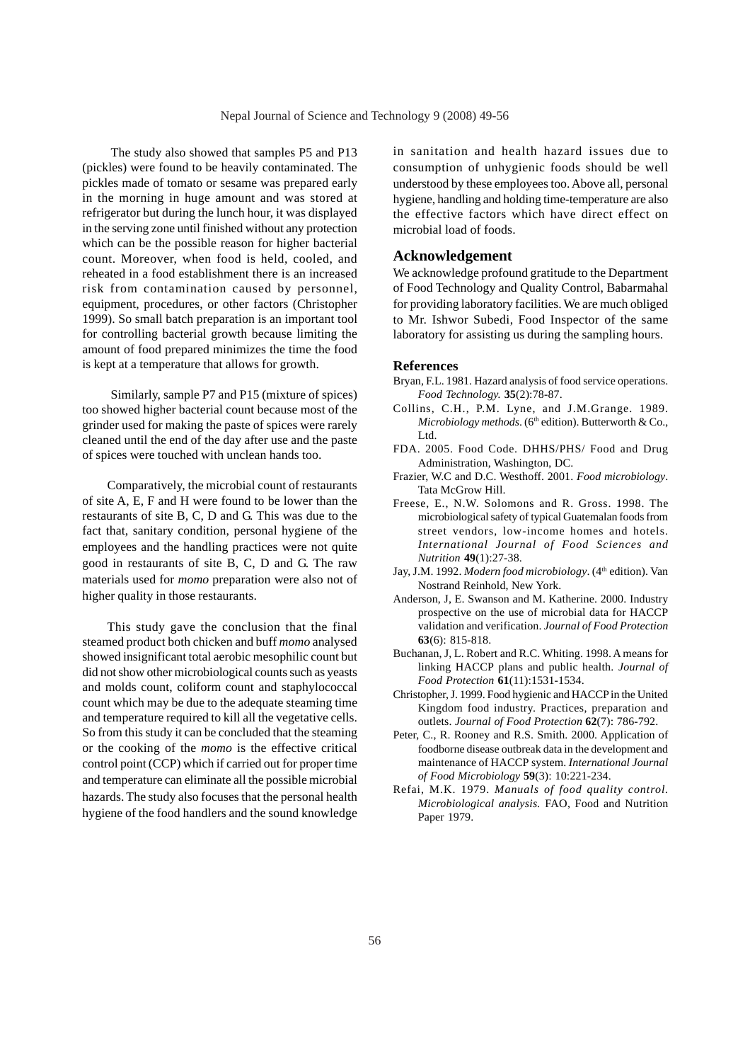The study also showed that samples P5 and P13 (pickles) were found to be heavily contaminated. The pickles made of tomato or sesame was prepared early in the morning in huge amount and was stored at refrigerator but during the lunch hour, it was displayed in the serving zone until finished without any protection which can be the possible reason for higher bacterial count. Moreover, when food is held, cooled, and reheated in a food establishment there is an increased risk from contamination caused by personnel, equipment, procedures, or other factors (Christopher 1999). So small batch preparation is an important tool for controlling bacterial growth because limiting the amount of food prepared minimizes the time the food is kept at a temperature that allows for growth.

Similarly, sample P7 and P15 (mixture of spices) too showed higher bacterial count because most of the grinder used for making the paste of spices were rarely cleaned until the end of the day after use and the paste of spices were touched with unclean hands too.

Comparatively, the microbial count of restaurants of site A, E, F and H were found to be lower than the restaurants of site B, C, D and G. This was due to the fact that, sanitary condition, personal hygiene of the employees and the handling practices were not quite good in restaurants of site B, C, D and G. The raw materials used for *momo* preparation were also not of higher quality in those restaurants.

This study gave the conclusion that the final steamed product both chicken and buff *momo* analysed showed insignificant total aerobic mesophilic count but did not show other microbiological counts such as yeasts and molds count, coliform count and staphylococcal count which may be due to the adequate steaming time and temperature required to kill all the vegetative cells. So from this study it can be concluded that the steaming or the cooking of the *momo* is the effective critical control point (CCP) which if carried out for proper time and temperature can eliminate all the possible microbial hazards. The study also focuses that the personal health hygiene of the food handlers and the sound knowledge in sanitation and health hazard issues due to consumption of unhygienic foods should be well understood by these employees too. Above all, personal hygiene, handling and holding time-temperature are also the effective factors which have direct effect on microbial load of foods.

## Acknowledgement

We acknowledge profound gratitude to the Department of Food Technology and Quality Control, Babarmahal for providing laboratory facilities. We are much obliged to Mr. Ishwor Subedi, Food Inspector of the same laboratory for assisting us during the sampling hours.

## References

Bryan, F.L. 1981. Hazard analysis of food service operations. *Food Technology.* **35**(2):78-87.

Collins, C.H., P.M. Lyne, and J.M.Grange. 1989. *Microbiology methods*. (6th edition). Butterworth & Co., Ltd.

FDA. 2005. Food Code. DHHS/PHS/ Food and Drug Administration, Washington, DC.

Frazier, W.C and D.C. Westhoff. 2001. *Food microbiology*. Tata McGrow Hill.

Freese, E., N.W. Solomons and R. Gross. 1998. The microbiological safety of typical Guatemalan foods from street vendors, low-income homes and hotels. *International Journal of Food Sciences and Nutrition* **49**(1):27-38.

Jay, J.M. 1992. *Modern food microbiology*. (4th edition). Van Nostrand Reinhold, New York.

Anderson, J, E. Swanson and M. Katherine. 2000. Industry prospective on the use of microbial data for HACCP validation and verification. *Journal of Food Protection* **63**(6): 815-818.

Buchanan, J, L. Robert and R.C. Whiting. 1998. A means for linking HACCP plans and public health. *Journal of Food Protection* **61**(11):1531-1534.

Christopher, J. 1999. Food hygienic and HACCP in the United Kingdom food industry. Practices, preparation and outlets. *Journal of Food Protection* **62**(7): 786-792.

Peter, C., R. Rooney and R.S. Smith. 2000. Application of foodborne disease outbreak data in the development and maintenance of HACCP system. *International Journal of Food Microbiology* **59**(3): 10:221-234.

Refai, M.K. 1979. *Manuals of food quality control. Microbiological analysis.* FAO, Food and Nutrition Paper 1979.